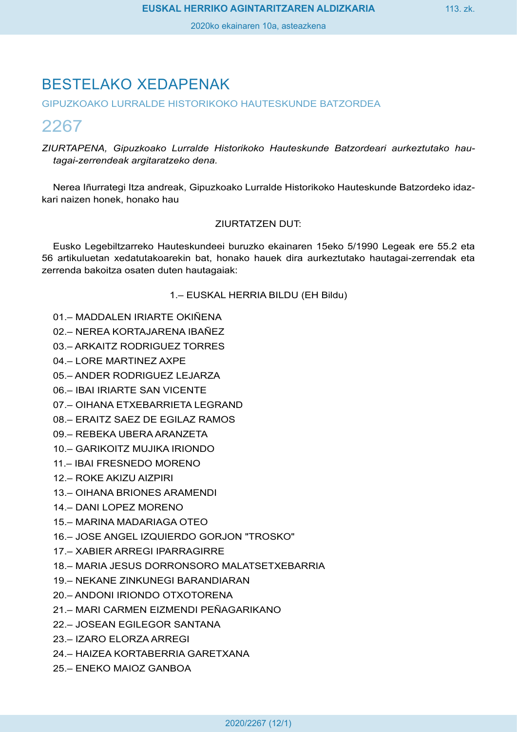# BESTELAKO XEDAPENAK

## GIPUZKOAKO LURRALDE HISTORIKOKO HAUTESKUNDE BATZORDEA

## 2267

*ZIURTAPENA, Gipuzkoako Lurralde Historikoko Hauteskunde Batzordeari aurkeztutako hautagai-zerrendeak argitaratzeko dena.*

Nerea Iñurrategi Itza andreak, Gipuzkoako Lurralde Historikoko Hauteskunde Batzordeko idazkari naizen honek, honako hau

ZIURTATZEN DUT:

Eusko Legebiltzarreko Hauteskundeei buruzko ekainaren 15eko 5/1990 Legeak ere 55.2 eta 56 artikuluetan xedatutakoarekin bat, honako hauek dira aurkeztutako hautagai-zerrendak eta zerrenda bakoitza osaten duten hautagaiak:

1.– EUSKAL HERRIA BILDU (EH Bildu)

01.– MADDALEN IRIARTE OKIÑENA

02.– NEREA KORTAJARENA IBAÑEZ

03.– ARKAITZ RODRIGUEZ TORRES

04.– LORE MARTINEZ AXPE

05.– ANDER RODRIGUEZ LEJARZA

06.– IBAI IRIARTE SAN VICENTE

07.– OIHANA ETXEBARRIETA LEGRAND

08.– ERAITZ SAEZ DE EGILAZ RAMOS

09.– REBEKA UBERA ARANZETA

10.– GARIKOITZ MUJIKA IRIONDO

11.– IBAI FRESNEDO MORENO

12.– ROKE AKIZU AIZPIRI

13.– OIHANA BRIONES ARAMENDI

14.– DANI LOPEZ MORENO

15.– MARINA MADARIAGA OTEO

16.– JOSE ANGEL IZQUIERDO GORJON "TROSKO"

17.– XABIER ARREGI IPARRAGIRRE

18.– MARIA JESUS DORRONSORO MALATSETXEBARRIA

19.– NEKANE ZINKUNEGI BARANDIARAN

20.– ANDONI IRIONDO OTXOTORENA

21.– MARI CARMEN EIZMENDI PEÑAGARIKANO

22.– JOSEAN EGILEGOR SANTANA

23.– IZARO ELORZA ARREGI

24.– HAIZEA KORTABERRIA GARETXANA

25.– ENEKO MAIOZ GANBOA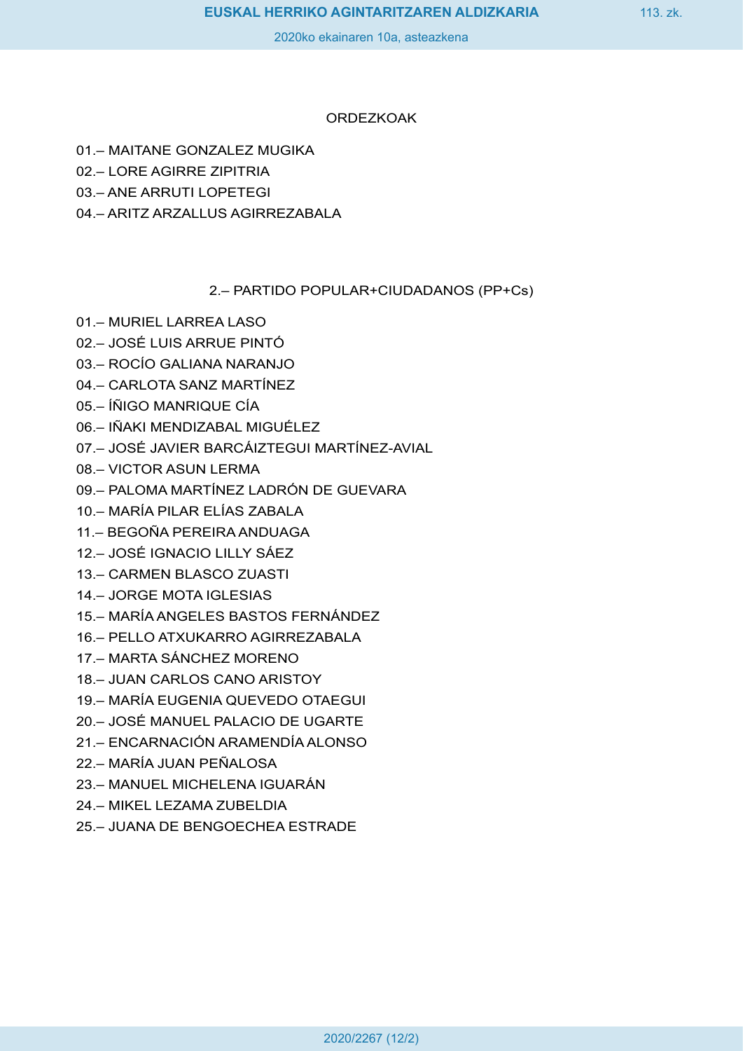ORDEZKOAK

01.– MAITANE GONZALEZ MUGIKA
02.– LORE AGIRRE ZIPITRIA
03.– ANE ARRUTI LOPETEGI
04.– ARITZ ARZALLUS AGIRREZABALA

2.– PARTIDO POPULAR+CIUDADANOS (PP+Cs)

01.– MURIEL LARREA LASO
02.– JOSÉ LUIS ARRUE PINTÓ
03.– ROCÍO GALIANA NARANJO
04.– CARLOTA SANZ MARTÍNEZ
05.– ÍÑIGO MANRIQUE CÍA
06.– IÑAKI MENDIZABAL MIGUÉLEZ
07.– JOSÉ JAVIER BARCÁIZTEGUI MARTÍNEZ-AVIAL
08.– VICTOR ASUN LERMA
09.– PALOMA MARTÍNEZ LADRÓN DE GUEVARA
10.– MARÍA PILAR ELÍAS ZABALA
11.– BEGOÑA PEREIRA ANDUAGA
12.– JOSÉ IGNACIO LILLY SÁEZ
13.– CARMEN BLASCO ZUASTI
14.– JORGE MOTA IGLESIAS
15.– MARÍA ANGELES BASTOS FERNÁNDEZ
16.– PELLO ATXUKARRO AGIRREZABALA
17.– MARTA SÁNCHEZ MORENO
18.– JUAN CARLOS CANO ARISTOY
19.– MARÍA EUGENIA QUEVEDO OTAEGUI
20.– JOSÉ MANUEL PALACIO DE UGARTE
21.– ENCARNACIÓN ARAMENDÍA ALONSO
22.– MARÍA JUAN PEÑALOSA
23.– MANUEL MICHELENA IGUARÁN
24.– MIKEL LEZAMA ZUBELDIA
25.– JUANA DE BENGOECHEA ESTRADE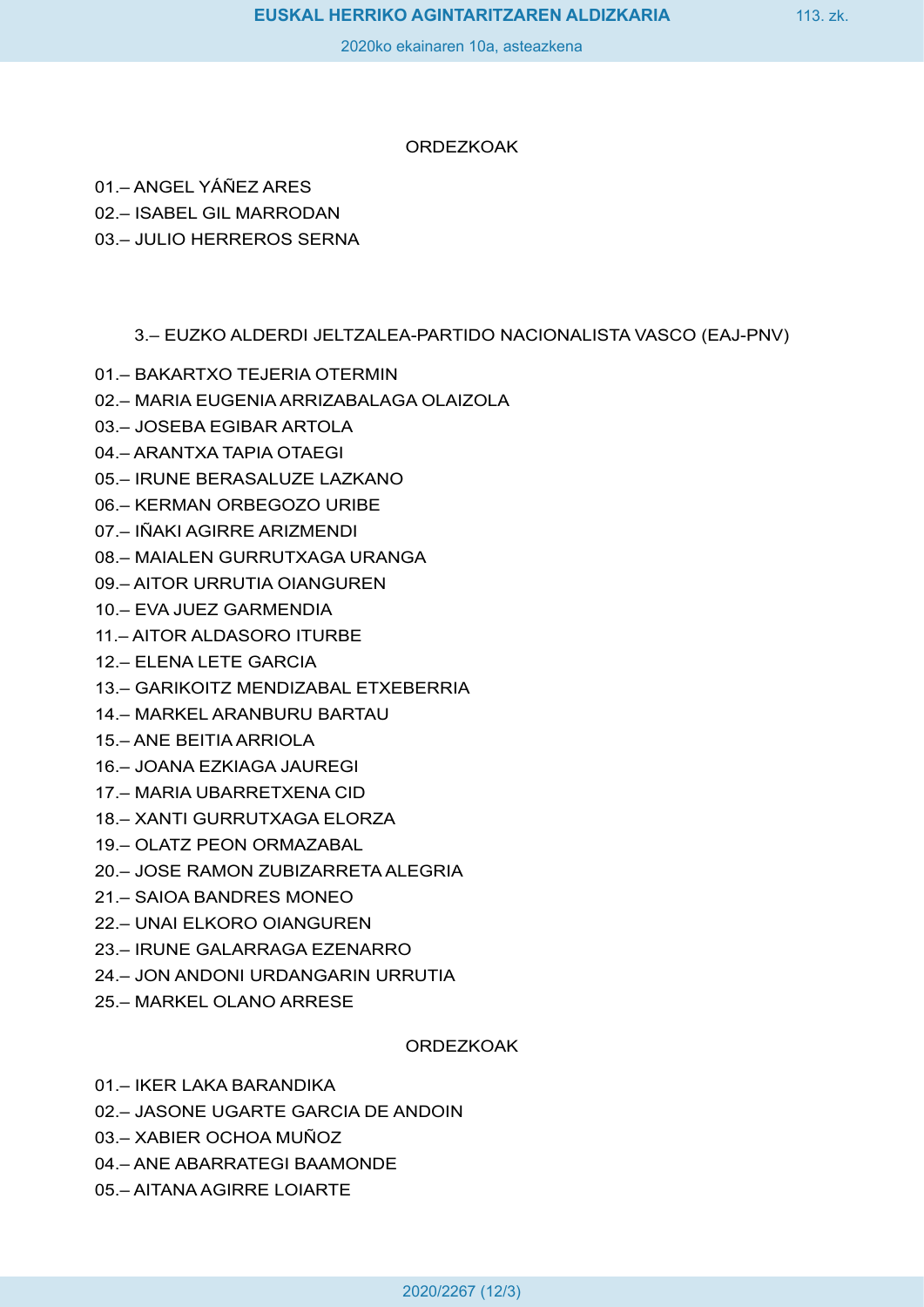ORDEZKOAK

01.– ANGEL YÁÑEZ ARES

02.– ISABEL GIL MARRODAN

03.– JULIO HERREROS SERNA

3.– EUZKO ALDERDI JELTZALEA-PARTIDO NACIONALISTA VASCO (EAJ-PNV)

01.– BAKARTXO TEJERIA OTERMIN

02.– MARIA EUGENIA ARRIZABALAGA OLAIZOLA

03.– JOSEBA EGIBAR ARTOLA

04.– ARANTXA TAPIA OTAEGI

05.– IRUNE BERASALUZE LAZKANO

06.– KERMAN ORBEGOZO URIBE

07.– IÑAKI AGIRRE ARIZMENDI

08.– MAIALEN GURRUTXAGA URANGA

09.– AITOR URRUTIA OIANGUREN

10.– EVA JUEZ GARMENDIA

11.– AITOR ALDASORO ITURBE

12.– ELENA LETE GARCIA

13.– GARIKOITZ MENDIZABAL ETXEBERRIA

14.– MARKEL ARANBURU BARTAU

15.– ANE BEITIA ARRIOLA

16.– JOANA EZKIAGA JAUREGI

17.– MARIA UBARRETXENA CID

18.– XANTI GURRUTXAGA ELORZA

19.– OLATZ PEON ORMAZABAL

20.– JOSE RAMON ZUBIZARRETA ALEGRIA

21.– SAIOA BANDRES MONEO

22.– UNAI ELKORO OIANGUREN

23.– IRUNE GALARRAGA EZENARRO

24.– JON ANDONI URDANGARIN URRUTIA

25.– MARKEL OLANO ARRESE

ORDEZKOAK

01.– IKER LAKA BARANDIKA

02.– JASONE UGARTE GARCIA DE ANDOIN

03.– XABIER OCHOA MUÑOZ

04.– ANE ABARRATEGI BAAMONDE

05.– AITANA AGIRRE LOIARTE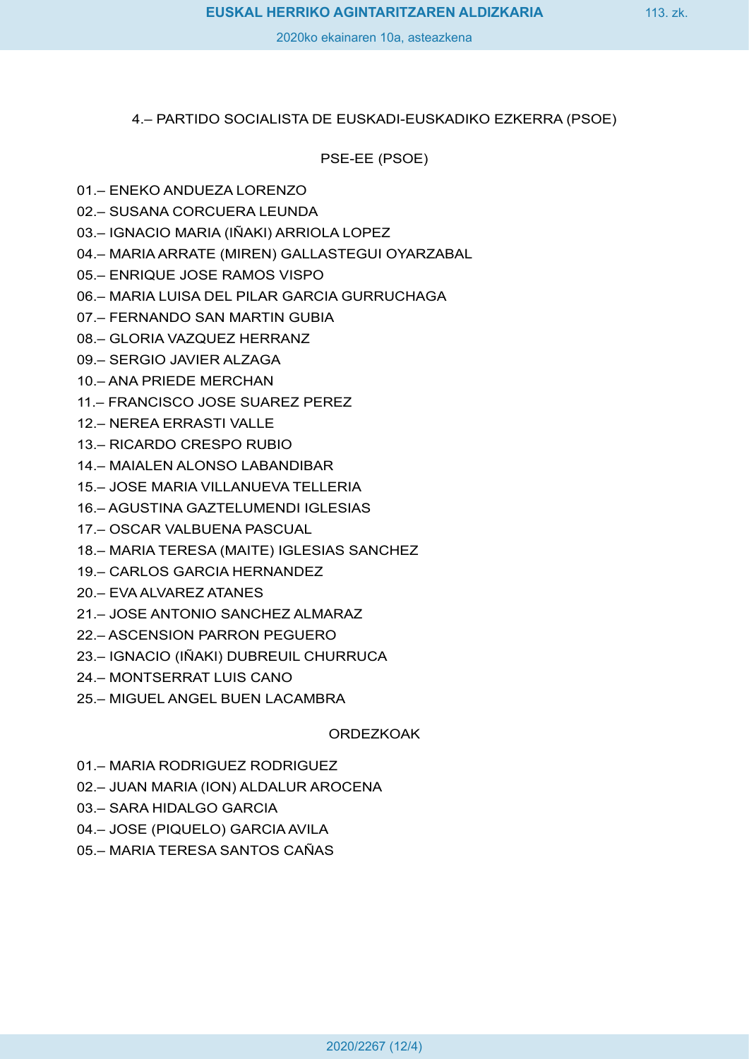4.– PARTIDO SOCIALISTA DE EUSKADI-EUSKADIKO EZKERRA (PSOE)

PSE-EE (PSOE)

01.– ENEKO ANDUEZA LORENZO

02.– SUSANA CORCUERA LEUNDA

03.– IGNACIO MARIA (IÑAKI) ARRIOLA LOPEZ

04.– MARIA ARRATE (MIREN) GALLASTEGUI OYARZABAL

05.– ENRIQUE JOSE RAMOS VISPO

06.– MARIA LUISA DEL PILAR GARCIA GURRUCHAGA

07.– FERNANDO SAN MARTIN GUBIA

08.– GLORIA VAZQUEZ HERRANZ

09.– SERGIO JAVIER ALZAGA

10.– ANA PRIEDE MERCHAN

11.– FRANCISCO JOSE SUAREZ PEREZ

12.– NEREA ERRASTI VALLE

13.– RICARDO CRESPO RUBIO

14.– MAIALEN ALONSO LABANDIBAR

15.– JOSE MARIA VILLANUEVA TELLERIA

16.– AGUSTINA GAZTELUMENDI IGLESIAS

17.– OSCAR VALBUENA PASCUAL

18.– MARIA TERESA (MAITE) IGLESIAS SANCHEZ

19.– CARLOS GARCIA HERNANDEZ

20.– EVA ALVAREZ ATANES

21.– JOSE ANTONIO SANCHEZ ALMARAZ

22.– ASCENSION PARRON PEGUERO

23.– IGNACIO (IÑAKI) DUBREUIL CHURRUCA

24.– MONTSERRAT LUIS CANO

25.– MIGUEL ANGEL BUEN LACAMBRA

ORDEZKOAK

01.– MARIA RODRIGUEZ RODRIGUEZ

02.– JUAN MARIA (ION) ALDALUR AROCENA

03.– SARA HIDALGO GARCIA

04.– JOSE (PIQUELO) GARCIA AVILA

05.– MARIA TERESA SANTOS CAÑAS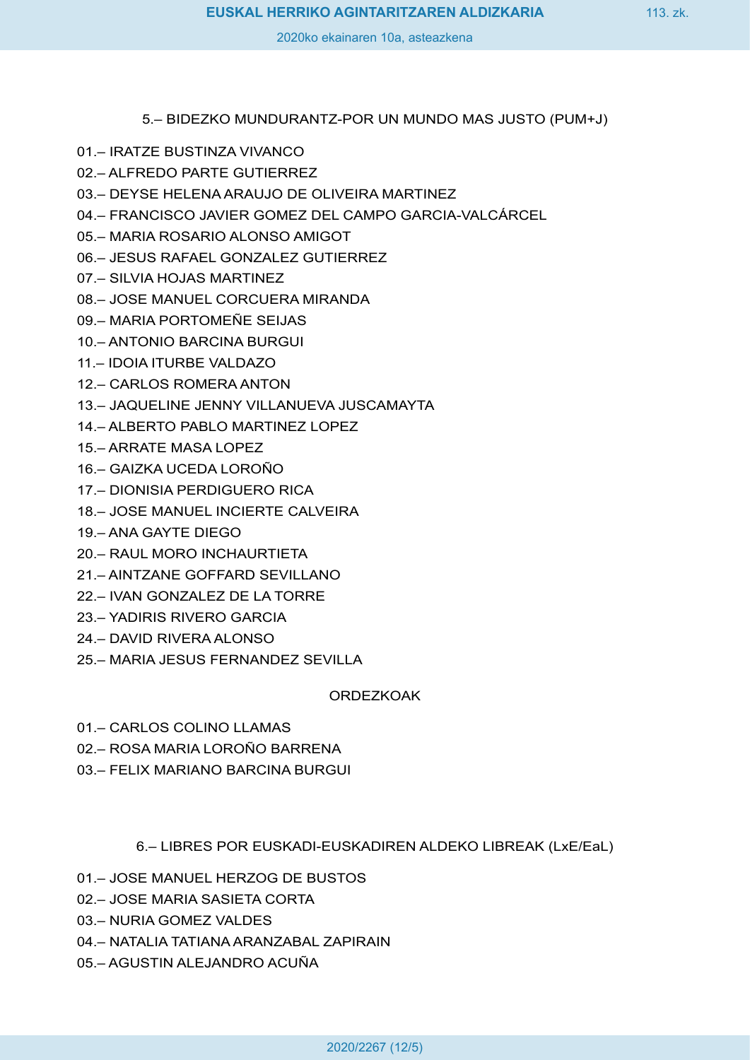5.– BIDEZKO MUNDURANTZ-POR UN MUNDO MAS JUSTO (PUM+J)

01.– IRATZE BUSTINZA VIVANCO

02.– ALFREDO PARTE GUTIERREZ

03.– DEYSE HELENA ARAUJO DE OLIVEIRA MARTINEZ

04.– FRANCISCO JAVIER GOMEZ DEL CAMPO GARCIA-VALCÁRCEL

05.– MARIA ROSARIO ALONSO AMIGOT

06.– JESUS RAFAEL GONZALEZ GUTIERREZ

07.– SILVIA HOJAS MARTINEZ

08.– JOSE MANUEL CORCUERA MIRANDA

09.– MARIA PORTOMEÑE SEIJAS

10.– ANTONIO BARCINA BURGUI

11.– IDOIA ITURBE VALDAZO

12.– CARLOS ROMERA ANTON

13.– JAQUELINE JENNY VILLANUEVA JUSCAMAYTA

14.– ALBERTO PABLO MARTINEZ LOPEZ

15.– ARRATE MASA LOPEZ

16.– GAIZKA UCEDA LOROÑO

17.– DIONISIA PERDIGUERO RICA

18.– JOSE MANUEL INCIERTE CALVEIRA

19.– ANA GAYTE DIEGO

20.– RAUL MORO INCHAURTIETA

21.– AINTZANE GOFFARD SEVILLANO

22.– IVAN GONZALEZ DE LA TORRE

23.– YADIRIS RIVERO GARCIA

24.– DAVID RIVERA ALONSO

25.– MARIA JESUS FERNANDEZ SEVILLA

ORDEZKOAK

01.– CARLOS COLINO LLAMAS

02.– ROSA MARIA LOROÑO BARRENA

03.– FELIX MARIANO BARCINA BURGUI

6.– LIBRES POR EUSKADI-EUSKADIREN ALDEKO LIBREAK (LxE/EaL)

01.– JOSE MANUEL HERZOG DE BUSTOS

02.– JOSE MARIA SASIETA CORTA

03.– NURIA GOMEZ VALDES

04.– NATALIA TATIANA ARANZABAL ZAPIRAIN

05.– AGUSTIN ALEJANDRO ACUÑA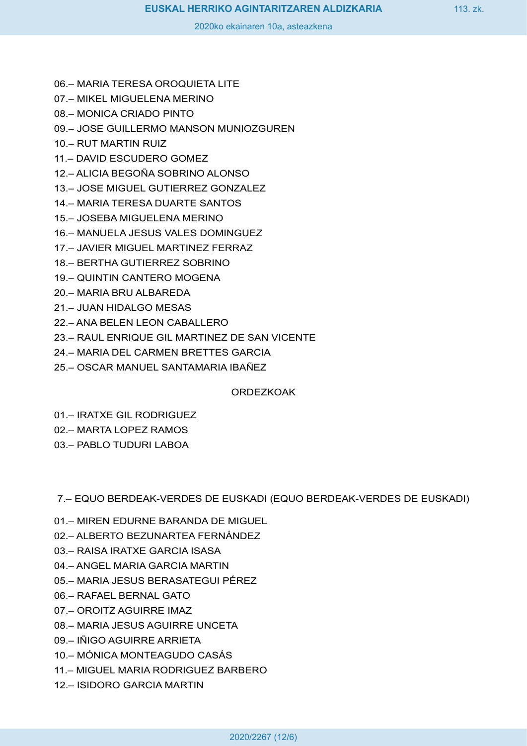06.– MARIA TERESA OROQUIETA LITE

07.– MIKEL MIGUELENA MERINO

08.– MONICA CRIADO PINTO

09.– JOSE GUILLERMO MANSON MUNIOZGUREN

10.– RUT MARTIN RUIZ

11.– DAVID ESCUDERO GOMEZ

12.– ALICIA BEGOÑA SOBRINO ALONSO

13.– JOSE MIGUEL GUTIERREZ GONZALEZ

14.– MARIA TERESA DUARTE SANTOS

15.– JOSEBA MIGUELENA MERINO

16.– MANUELA JESUS VALES DOMINGUEZ

17.– JAVIER MIGUEL MARTINEZ FERRAZ

18.– BERTHA GUTIERREZ SOBRINO

19.– QUINTIN CANTERO MOGENA

20.– MARIA BRU ALBAREDA

21.– JUAN HIDALGO MESAS

22.– ANA BELEN LEON CABALLERO

23.– RAUL ENRIQUE GIL MARTINEZ DE SAN VICENTE

24.– MARIA DEL CARMEN BRETTES GARCIA

25.– OSCAR MANUEL SANTAMARIA IBAÑEZ

ORDEZKOAK

01.– IRATXE GIL RODRIGUEZ

02.– MARTA LOPEZ RAMOS

03.– PABLO TUDURI LABOA

7.– EQUO BERDEAK-VERDES DE EUSKADI (EQUO BERDEAK-VERDES DE EUSKADI)

01.– MIREN EDURNE BARANDA DE MIGUEL

02.– ALBERTO BEZUNARTEA FERNÁNDEZ

03.– RAISA IRATXE GARCIA ISASA

04.– ANGEL MARIA GARCIA MARTIN

05.– MARIA JESUS BERASATEGUI PÉREZ

06.– RAFAEL BERNAL GATO

07.– OROITZ AGUIRRE IMAZ

08.– MARIA JESUS AGUIRRE UNCETA

09.– IÑIGO AGUIRRE ARRIETA

10.– MÓNICA MONTEAGUDO CASÁS

11.– MIGUEL MARIA RODRIGUEZ BARBERO

12.– ISIDORO GARCIA MARTIN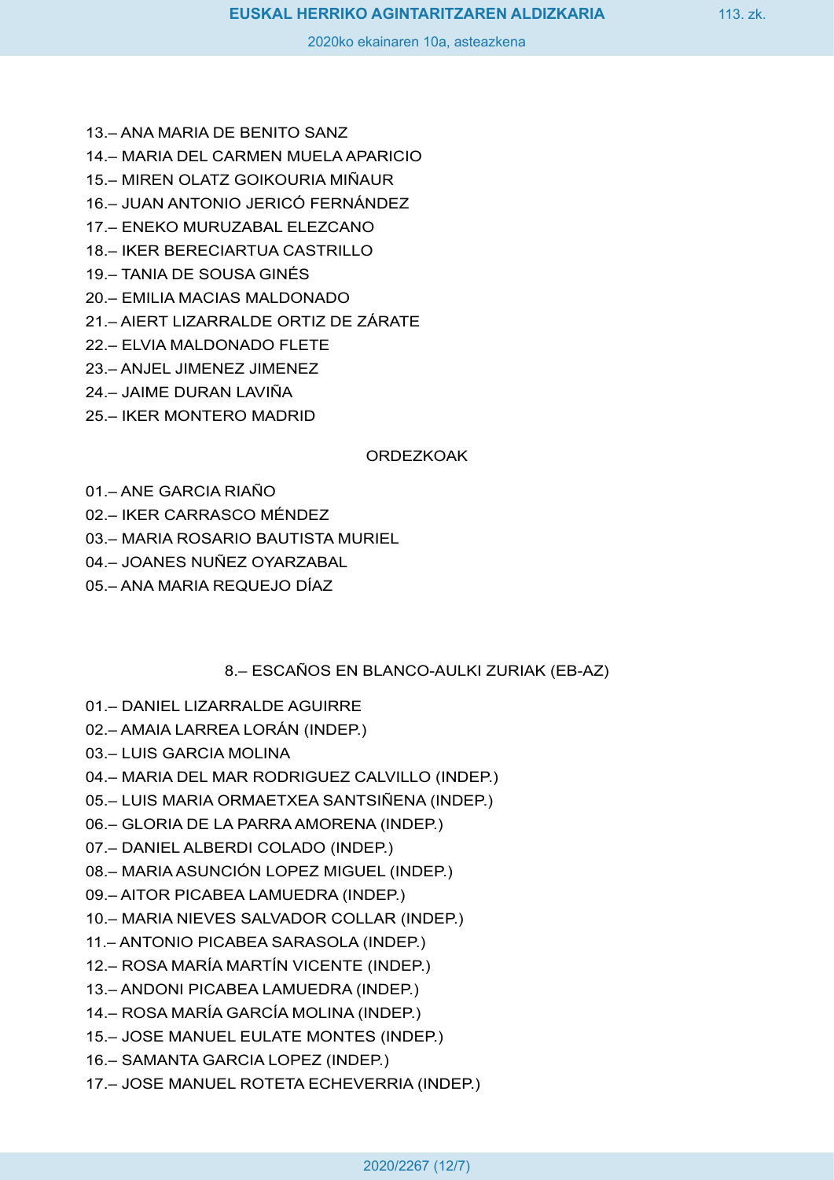13.– ANA MARIA DE BENITO SANZ

14.– MARIA DEL CARMEN MUELA APARICIO

15.– MIREN OLATZ GOIKOURIA MIÑAUR

16.– JUAN ANTONIO JERICÓ FERNÁNDEZ

17.– ENEKO MURUZABAL ELEZCANO

18.– IKER BERECIARTUA CASTRILLO

19.– TANIA DE SOUSA GINÉS

20.– EMILIA MACIAS MALDONADO

21.– AIERT LIZARRALDE ORTIZ DE ZÁRATE

22.– ELVIA MALDONADO FLETE

23.– ANJEL JIMENEZ JIMENEZ

24.– JAIME DURAN LAVIÑA

25.– IKER MONTERO MADRID

ORDEZKOAK

01.– ANE GARCIA RIAÑO

02.– IKER CARRASCO MÉNDEZ

03.– MARIA ROSARIO BAUTISTA MURIEL

04.– JOANES NUÑEZ OYARZABAL

05.– ANA MARIA REQUEJO DÍAZ

8.– ESCAÑOS EN BLANCO-AULKI ZURIAK (EB-AZ)

01.– DANIEL LIZARRALDE AGUIRRE

02.– AMAIA LARREA LORÁN (INDEP.)

03.– LUIS GARCIA MOLINA

04.– MARIA DEL MAR RODRIGUEZ CALVILLO (INDEP.)

05.– LUIS MARIA ORMAETXEA SANTSIÑENA (INDEP.)

06.– GLORIA DE LA PARRA AMORENA (INDEP.)

07.– DANIEL ALBERDI COLADO (INDEP.)

08.– MARIA ASUNCIÓN LOPEZ MIGUEL (INDEP.)

09.– AITOR PICABEA LAMUEDRA (INDEP.)

10.– MARIA NIEVES SALVADOR COLLAR (INDEP.)

11.– ANTONIO PICABEA SARASOLA (INDEP.)

12.– ROSA MARÍA MARTÍN VICENTE (INDEP.)

13.– ANDONI PICABEA LAMUEDRA (INDEP.)

14.– ROSA MARÍA GARCÍA MOLINA (INDEP.)

15.– JOSE MANUEL EULATE MONTES (INDEP.)

16.– SAMANTA GARCIA LOPEZ (INDEP.)

17.– JOSE MANUEL ROTETA ECHEVERRIA (INDEP.)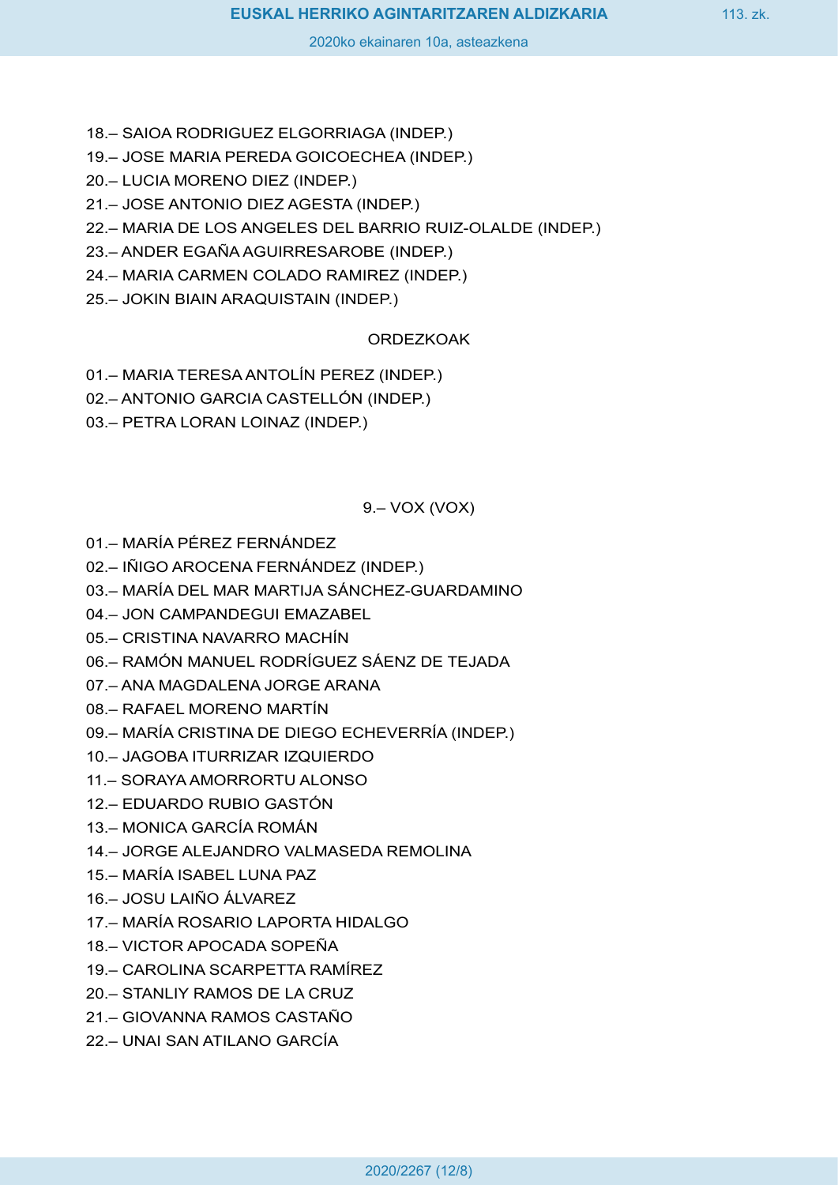18.– SAIOA RODRIGUEZ ELGORRIAGA (INDEP.)

19.– JOSE MARIA PEREDA GOICOECHEA (INDEP.)

20.– LUCIA MORENO DIEZ (INDEP.)

21.– JOSE ANTONIO DIEZ AGESTA (INDEP.)

22.– MARIA DE LOS ANGELES DEL BARRIO RUIZ-OLALDE (INDEP.)

23.– ANDER EGAÑA AGUIRRESAROBE (INDEP.)

24.– MARIA CARMEN COLADO RAMIREZ (INDEP.)

25.– JOKIN BIAIN ARAQUISTAIN (INDEP.)

ORDEZKOAK

01.– MARIA TERESA ANTOLÍN PEREZ (INDEP.)

02.– ANTONIO GARCIA CASTELLÓN (INDEP.)

03.– PETRA LORAN LOINAZ (INDEP.)

9.– VOX (VOX)

01.– MARÍA PÉREZ FERNÁNDEZ

02.– IÑIGO AROCENA FERNÁNDEZ (INDEP.)

03.– MARÍA DEL MAR MARTIJA SÁNCHEZ-GUARDAMINO

04.– JON CAMPANDEGUI EMAZABEL

05.– CRISTINA NAVARRO MACHÍN

06.– RAMÓN MANUEL RODRÍGUEZ SÁENZ DE TEJADA

07.– ANA MAGDALENA JORGE ARANA

08.– RAFAEL MORENO MARTÍN

09.– MARÍA CRISTINA DE DIEGO ECHEVERRÍA (INDEP.)

10.– JAGOBA ITURRIZAR IZQUIERDO

11.– SORAYA AMORRORTU ALONSO

12.– EDUARDO RUBIO GASTÓN

13.– MONICA GARCÍA ROMÁN

14.– JORGE ALEJANDRO VALMASEDA REMOLINA

15.– MARÍA ISABEL LUNA PAZ

16.– JOSU LAIÑO ÁLVAREZ

17.– MARÍA ROSARIO LAPORTA HIDALGO

18.– VICTOR APOCADA SOPEÑA

19.– CAROLINA SCARPETTA RAMÍREZ

20.– STANLIY RAMOS DE LA CRUZ

21.– GIOVANNA RAMOS CASTAÑO

22.– UNAI SAN ATILANO GARCÍA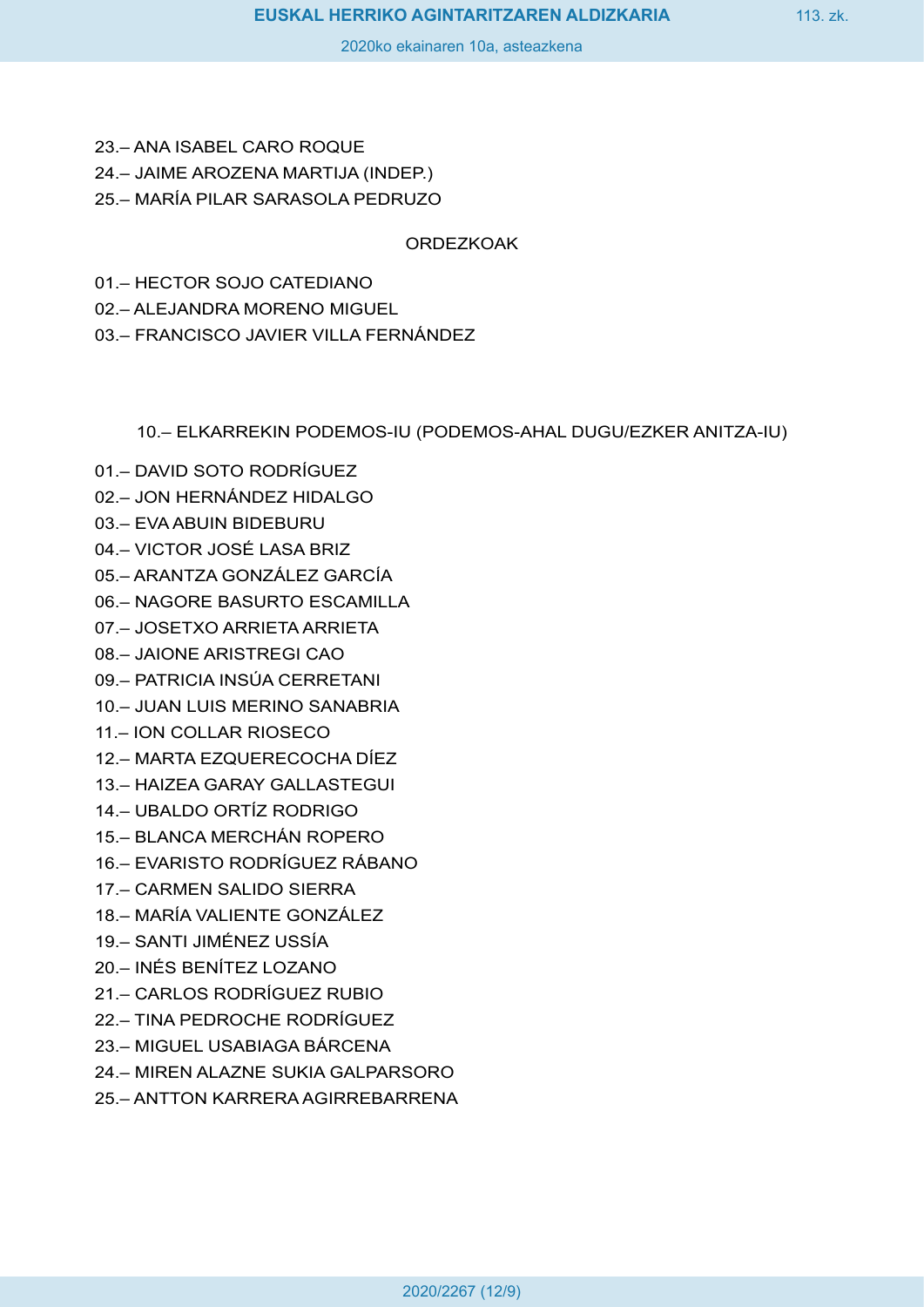23.– ANA ISABEL CARO ROQUE

24.– JAIME AROZENA MARTIJA (INDEP.)

25.– MARÍA PILAR SARASOLA PEDRUZO

ORDEZKOAK

01.– HECTOR SOJO CATEDIANO

02.– ALEJANDRA MORENO MIGUEL

03.– FRANCISCO JAVIER VILLA FERNÁNDEZ

10.– ELKARREKIN PODEMOS-IU (PODEMOS-AHAL DUGU/EZKER ANITZA-IU)

01.– DAVID SOTO RODRÍGUEZ

02.– JON HERNÁNDEZ HIDALGO

03.– EVA ABUIN BIDEBURU

04.– VICTOR JOSÉ LASA BRIZ

05.– ARANTZA GONZÁLEZ GARCÍA

06.– NAGORE BASURTO ESCAMILLA

07.– JOSETXO ARRIETA ARRIETA

08.– JAIONE ARISTREGI CAO

09.– PATRICIA INSÚA CERRETANI

10.– JUAN LUIS MERINO SANABRIA

11.– ION COLLAR RIOSECO

12.– MARTA EZQUERECOCHA DÍEZ

13.– HAIZEA GARAY GALLASTEGUI

14.– UBALDO ORTÍZ RODRIGO

15.– BLANCA MERCHÁN ROPERO

16.– EVARISTO RODRÍGUEZ RÁBANO

17.– CARMEN SALIDO SIERRA

18.– MARÍA VALIENTE GONZÁLEZ

19.– SANTI JIMÉNEZ USSÍA

20.– INÉS BENÍTEZ LOZANO

21.– CARLOS RODRÍGUEZ RUBIO

22.– TINA PEDROCHE RODRÍGUEZ

23.– MIGUEL USABIAGA BÁRCENA

24.– MIREN ALAZNE SUKIA GALPARSORO

25.– ANTTON KARRERA AGIRREBARRENA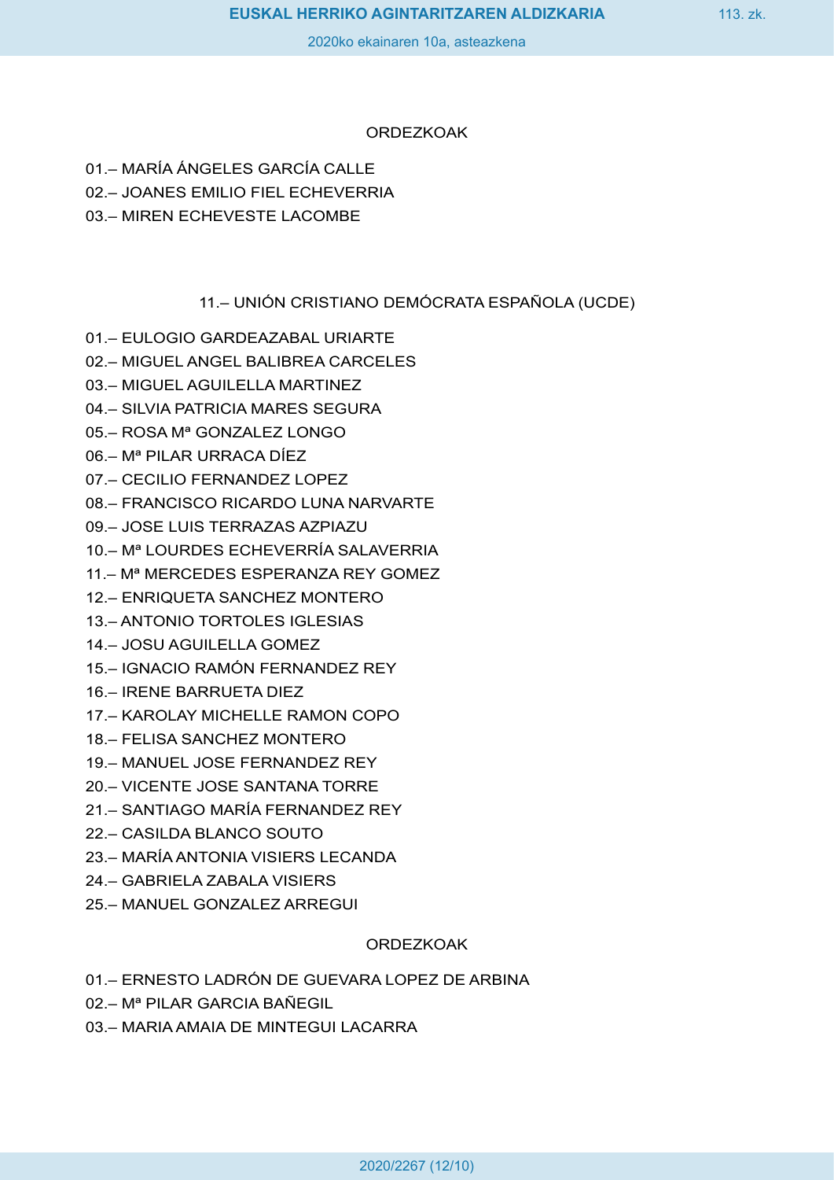ORDEZKOAK

01.– MARÍA ÁNGELES GARCÍA CALLE
02.– JOANES EMILIO FIEL ECHEVERRIA
03.– MIREN ECHEVESTE LACOMBE

## 11.– UNIÓN CRISTIANO DEMÓCRATA ESPAÑOLA (UCDE)

01.– EULOGIO GARDEAZABAL URIARTE
02.– MIGUEL ANGEL BALIBREA CARCELES
03.– MIGUEL AGUILELLA MARTINEZ
04.– SILVIA PATRICIA MARES SEGURA
05.– ROSA Mª GONZALEZ LONGO
06.– Mª PILAR URRACA DÍEZ
07.– CECILIO FERNANDEZ LOPEZ
08.– FRANCISCO RICARDO LUNA NARVARTE
09.– JOSE LUIS TERRAZAS AZPIAZU
10.– Mª LOURDES ECHEVERRÍA SALAVERRIA
11.– Mª MERCEDES ESPERANZA REY GOMEZ
12.– ENRIQUETA SANCHEZ MONTERO
13.– ANTONIO TORTOLES IGLESIAS
14.– JOSU AGUILELLA GOMEZ
15.– IGNACIO RAMÓN FERNANDEZ REY
16.– IRENE BARRUETA DIEZ
17.– KAROLAY MICHELLE RAMON COPO
18.– FELISA SANCHEZ MONTERO
19.– MANUEL JOSE FERNANDEZ REY
20.– VICENTE JOSE SANTANA TORRE
21.– SANTIAGO MARÍA FERNANDEZ REY
22.– CASILDA BLANCO SOUTO
23.– MARÍA ANTONIA VISIERS LECANDA
24.– GABRIELA ZABALA VISIERS
25.– MANUEL GONZALEZ ARREGUI

ORDEZKOAK

01.– ERNESTO LADRÓN DE GUEVARA LOPEZ DE ARBINA
02.– Mª PILAR GARCIA BAÑEGIL
03.– MARIA AMAIA DE MINTEGUI LACARRA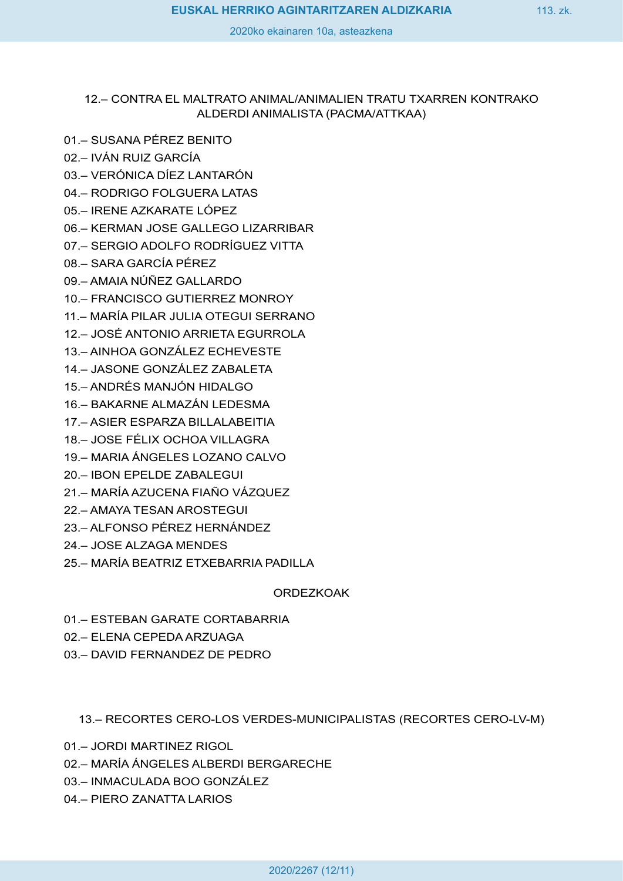12.– CONTRA EL MALTRATO ANIMAL/ANIMALIEN TRATU TXARREN KONTRAKO ALDERDI ANIMALISTA (PACMA/ATTKAA)

01.– SUSANA PÉREZ BENITO

02.– IVÁN RUIZ GARCÍA

03.– VERÓNICA DÍEZ LANTARÓN

04.– RODRIGO FOLGUERA LATAS

05.– IRENE AZKARATE LÓPEZ

06.– KERMAN JOSE GALLEGO LIZARRIBAR

07.– SERGIO ADOLFO RODRÍGUEZ VITTA

08.– SARA GARCÍA PÉREZ

09.– AMAIA NÚÑEZ GALLARDO

10.– FRANCISCO GUTIERREZ MONROY

11.– MARÍA PILAR JULIA OTEGUI SERRANO

12.– JOSÉ ANTONIO ARRIETA EGURROLA

13.– AINHOA GONZÁLEZ ECHEVESTE

14.– JASONE GONZÁLEZ ZABALETA

15.– ANDRÉS MANJÓN HIDALGO

16.– BAKARNE ALMAZÁN LEDESMA

17.– ASIER ESPARZA BILLALABEITIA

18.– JOSE FÉLIX OCHOA VILLAGRA

19.– MARIA ÁNGELES LOZANO CALVO

20.– IBON EPELDE ZABALEGUI

21.– MARÍA AZUCENA FIAÑO VÁZQUEZ

22.– AMAYA TESAN AROSTEGUI

23.– ALFONSO PÉREZ HERNÁNDEZ

24.– JOSE ALZAGA MENDES

25.– MARÍA BEATRIZ ETXEBARRIA PADILLA

ORDEZKOAK

01.– ESTEBAN GARATE CORTABARRIA

02.– ELENA CEPEDA ARZUAGA

03.– DAVID FERNANDEZ DE PEDRO

13.– RECORTES CERO-LOS VERDES-MUNICIPALISTAS (RECORTES CERO-LV-M)

01.– JORDI MARTINEZ RIGOL

02.– MARÍA ÁNGELES ALBERDI BERGARECHE

03.– INMACULADA BOO GONZÁLEZ

04.– PIERO ZANATTA LARIOS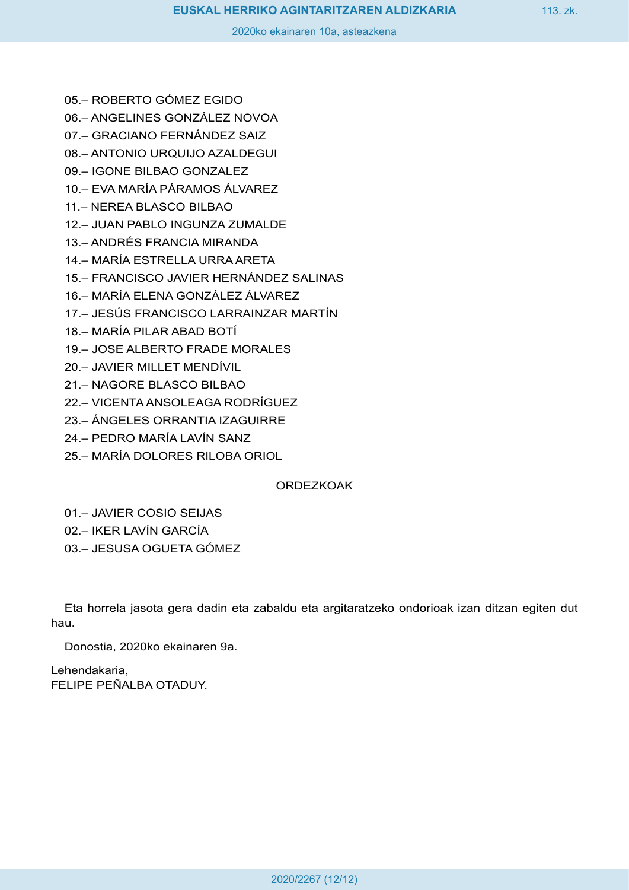05.– ROBERTO GÓMEZ EGIDO

06.– ANGELINES GONZÁLEZ NOVOA

07.– GRACIANO FERNÁNDEZ SAIZ

08.– ANTONIO URQUIJO AZALDEGUI

09.– IGONE BILBAO GONZALEZ

10.– EVA MARÍA PÁRAMOS ÁLVAREZ

11.– NEREA BLASCO BILBAO

12.– JUAN PABLO INGUNZA ZUMALDE

13.– ANDRÉS FRANCIA MIRANDA

14.– MARÍA ESTRELLA URRA ARETA

15.– FRANCISCO JAVIER HERNÁNDEZ SALINAS

16.– MARÍA ELENA GONZÁLEZ ÁLVAREZ

17.– JESÚS FRANCISCO LARRAINZAR MARTÍN

18.– MARÍA PILAR ABAD BOTÍ

19.– JOSE ALBERTO FRADE MORALES

20.– JAVIER MILLET MENDÍVIL

21.– NAGORE BLASCO BILBAO

22.– VICENTA ANSOLEAGA RODRÍGUEZ

23.– ÁNGELES ORRANTIA IZAGUIRRE

24.– PEDRO MARÍA LAVÍN SANZ

25.– MARÍA DOLORES RILOBA ORIOL

ORDEZKOAK

01.– JAVIER COSIO SEIJAS

02.– IKER LAVÍN GARCÍA

03.– JESUSA OGUETA GÓMEZ

Eta horrela jasota gera dadin eta zabaldu eta argitaratzeko ondorioak izan ditzan egiten dut hau.

Donostia, 2020ko ekainaren 9a.

Lehendakaria,
FELIPE PEÑALBA OTADUY.